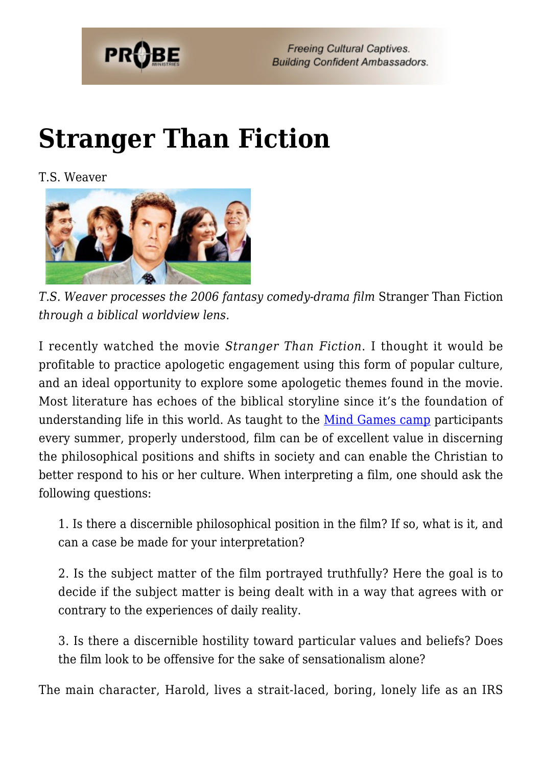# Stranger Than Fiction

T.S. Weaver

*T.S. Weaver processes the 2006 fantasy comedy-drama film* Stranger Than Fiction *through a biblical worldview lens.*

I recently watched the movie *Stranger Than Fiction*. I thought it would be profitable to practice apologetic engagement using this form of popular culture, and an ideal opportunity to explore some apologetic themes found in the movie. Most literature has echoes of the biblical storyline since it's the foundation of understanding life in this world. As taught to the Mind Games camp participants every summer, properly understood, film can be of excellent value in discerning the philosophical positions and shifts in society and can enable the Christian to better respond to his or her culture. When interpreting a film, one should ask the following questions:

1. Is there a discernible philosophical position in the film? If so, what is it, and can a case be made for your interpretation?

2. Is the subject matter of the film portrayed truthfully? Here the goal is to decide if the subject matter is being dealt with in a way that agrees with or contrary to the experiences of daily reality.

3. Is there a discernible hostility toward particular values and beliefs? Does the film look to be offensive for the sake of sensationalism alone?

The main character, Harold, lives a strait-laced, boring, lonely life as an IRS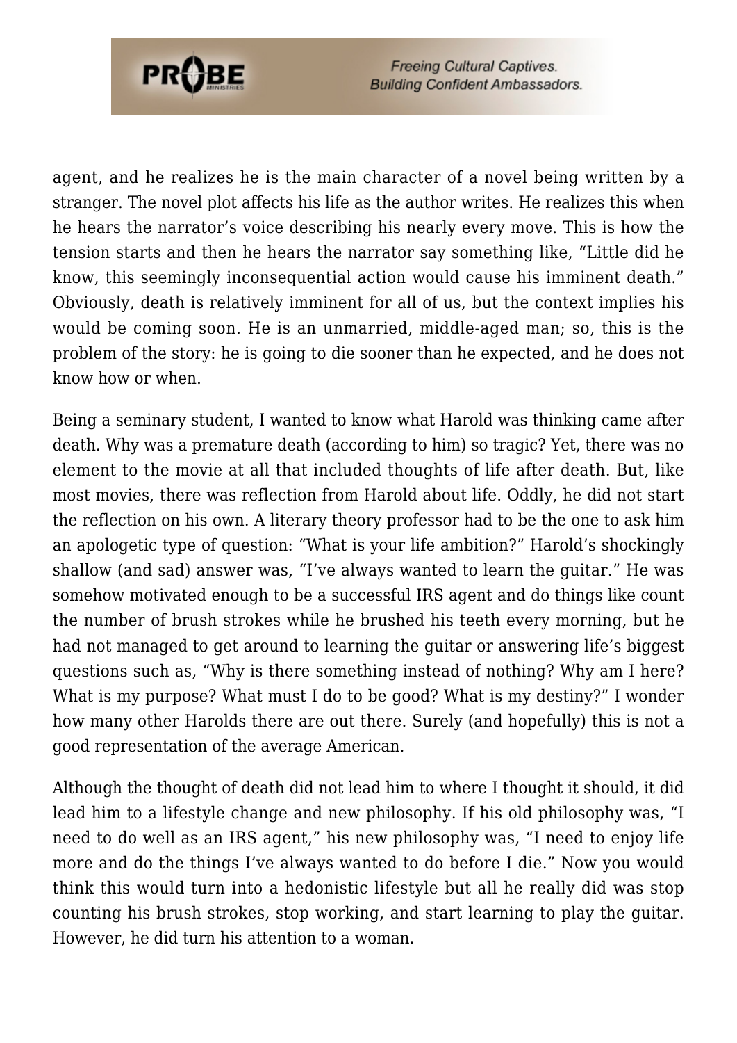agent, and he realizes he is the main character of a novel being written by a stranger. The novel plot affects his life as the author writes. He realizes this when he hears the narrator's voice describing his nearly every move. This is how the tension starts and then he hears the narrator say something like, "Little did he know, this seemingly inconsequential action would cause his imminent death." Obviously, death is relatively imminent for all of us, but the context implies his would be coming soon. He is an unmarried, middle-aged man; so, this is the problem of the story: he is going to die sooner than he expected, and he does not know how or when.

Being a seminary student, I wanted to know what Harold was thinking came after death. Why was a premature death (according to him) so tragic? Yet, there was no element to the movie at all that included thoughts of life after death. But, like most movies, there was reflection from Harold about life. Oddly, he did not start the reflection on his own. A literary theory professor had to be the one to ask him an apologetic type of question: "What is your life ambition?" Harold's shockingly shallow (and sad) answer was, "I've always wanted to learn the guitar." He was somehow motivated enough to be a successful IRS agent and do things like count the number of brush strokes while he brushed his teeth every morning, but he had not managed to get around to learning the guitar or answering life's biggest questions such as, "Why is there something instead of nothing? Why am I here? What is my purpose? What must I do to be good? What is my destiny?" I wonder how many other Harolds there are out there. Surely (and hopefully) this is not a good representation of the average American.

Although the thought of death did not lead him to where I thought it should, it did lead him to a lifestyle change and new philosophy. If his old philosophy was, "I need to do well as an IRS agent," his new philosophy was, "I need to enjoy life more and do the things I've always wanted to do before I die." Now you would think this would turn into a hedonistic lifestyle but all he really did was stop counting his brush strokes, stop working, and start learning to play the guitar. However, he did turn his attention to a woman.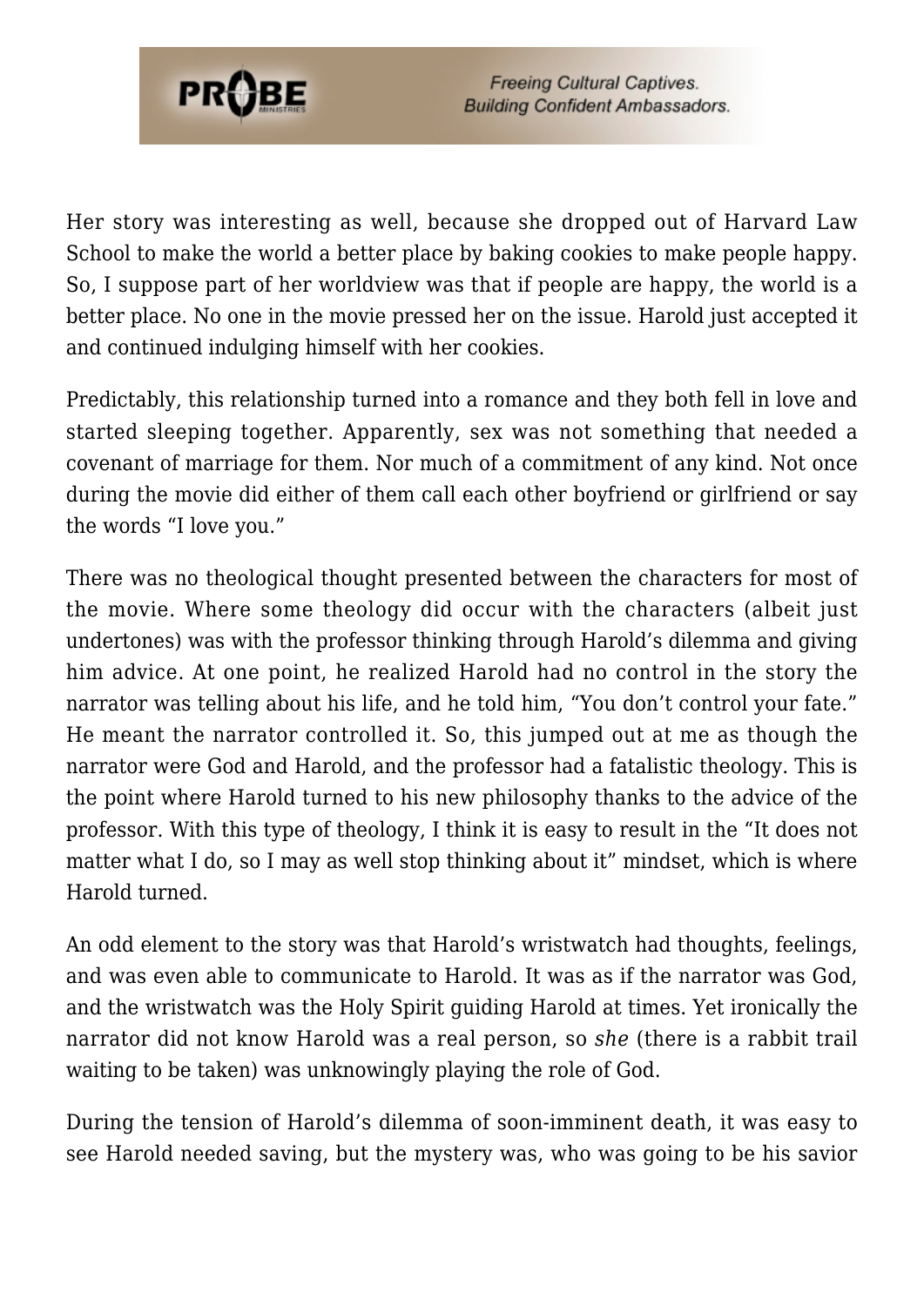Her story was interesting as well, because she dropped out of Harvard Law School to make the world a better place by baking cookies to make people happy. So, I suppose part of her worldview was that if people are happy, the world is a better place. No one in the movie pressed her on the issue. Harold just accepted it and continued indulging himself with her cookies.

Predictably, this relationship turned into a romance and they both fell in love and started sleeping together. Apparently, sex was not something that needed a covenant of marriage for them. Nor much of a commitment of any kind. Not once during the movie did either of them call each other boyfriend or girlfriend or say the words "I love you."

There was no theological thought presented between the characters for most of the movie. Where some theology did occur with the characters (albeit just undertones) was with the professor thinking through Harold's dilemma and giving him advice. At one point, he realized Harold had no control in the story the narrator was telling about his life, and he told him, "You don't control your fate." He meant the narrator controlled it. So, this jumped out at me as though the narrator were God and Harold, and the professor had a fatalistic theology. This is the point where Harold turned to his new philosophy thanks to the advice of the professor. With this type of theology, I think it is easy to result in the "It does not matter what I do, so I may as well stop thinking about it" mindset, which is where Harold turned.

An odd element to the story was that Harold's wristwatch had thoughts, feelings, and was even able to communicate to Harold. It was as if the narrator was God, and the wristwatch was the Holy Spirit guiding Harold at times. Yet ironically the narrator did not know Harold was a real person, so *she* (there is a rabbit trail waiting to be taken) was unknowingly playing the role of God.

During the tension of Harold's dilemma of soon-imminent death, it was easy to see Harold needed saving, but the mystery was, who was going to be his savior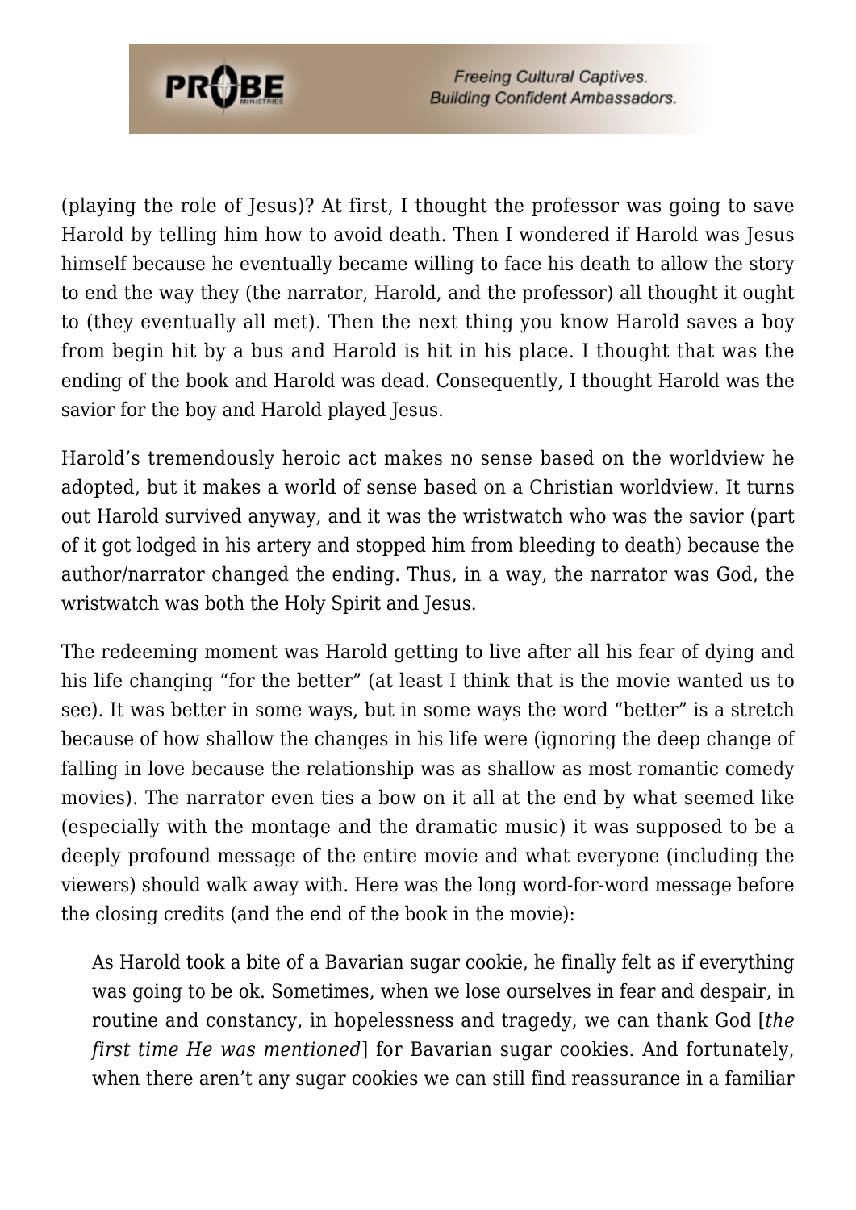(playing the role of Jesus)? At first, I thought the professor was going to save Harold by telling him how to avoid death. Then I wondered if Harold was Jesus himself because he eventually became willing to face his death to allow the story to end the way they (the narrator, Harold, and the professor) all thought it ought to (they eventually all met). Then the next thing you know Harold saves a boy from begin hit by a bus and Harold is hit in his place. I thought that was the ending of the book and Harold was dead. Consequently, I thought Harold was the savior for the boy and Harold played Jesus.

Harold's tremendously heroic act makes no sense based on the worldview he adopted, but it makes a world of sense based on a Christian worldview. It turns out Harold survived anyway, and it was the wristwatch who was the savior (part of it got lodged in his artery and stopped him from bleeding to death) because the author/narrator changed the ending. Thus, in a way, the narrator was God, the wristwatch was both the Holy Spirit and Jesus.

The redeeming moment was Harold getting to live after all his fear of dying and his life changing "for the better" (at least I think that is the movie wanted us to see). It was better in some ways, but in some ways the word "better" is a stretch because of how shallow the changes in his life were (ignoring the deep change of falling in love because the relationship was as shallow as most romantic comedy movies). The narrator even ties a bow on it all at the end by what seemed like (especially with the montage and the dramatic music) it was supposed to be a deeply profound message of the entire movie and what everyone (including the viewers) should walk away with. Here was the long word-for-word message before the closing credits (and the end of the book in the movie):

> As Harold took a bite of a Bavarian sugar cookie, he finally felt as if everything was going to be ok. Sometimes, when we lose ourselves in fear and despair, in routine and constancy, in hopelessness and tragedy, we can thank God [*the first time He was mentioned*] for Bavarian sugar cookies. And fortunately, when there aren't any sugar cookies we can still find reassurance in a familiar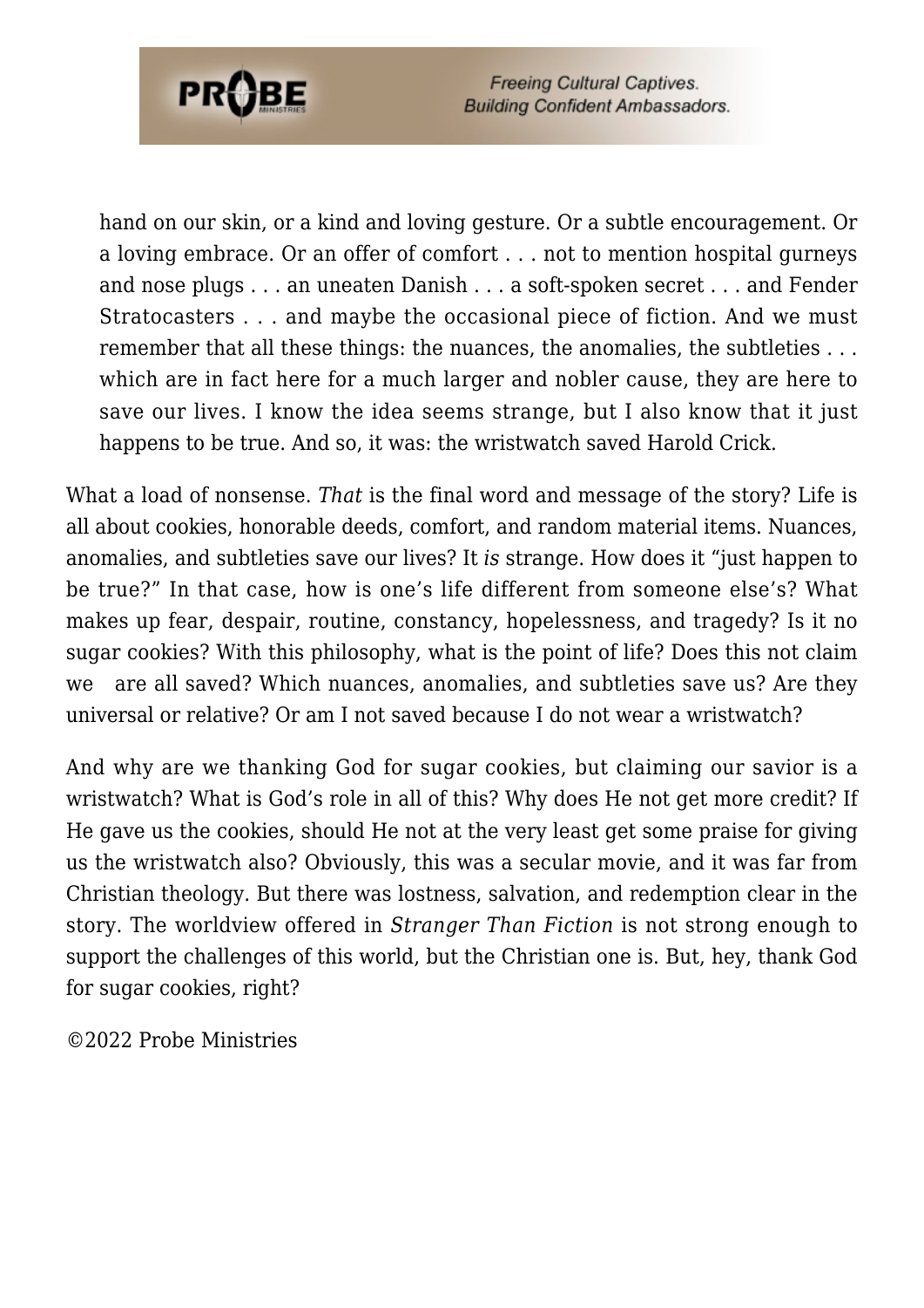> hand on our skin, or a kind and loving gesture. Or a subtle encouragement. Or a loving embrace. Or an offer of comfort . . . not to mention hospital gurneys and nose plugs . . . an uneaten Danish . . . a soft-spoken secret . . . and Fender Stratocasters . . . and maybe the occasional piece of fiction. And we must remember that all these things: the nuances, the anomalies, the subtleties . . . which are in fact here for a much larger and nobler cause, they are here to save our lives. I know the idea seems strange, but I also know that it just happens to be true. And so, it was: the wristwatch saved Harold Crick.

What a load of nonsense. *That* is the final word and message of the story? Life is all about cookies, honorable deeds, comfort, and random material items. Nuances, anomalies, and subtleties save our lives? It *is* strange. How does it "just happen to be true?" In that case, how is one's life different from someone else's? What makes up fear, despair, routine, constancy, hopelessness, and tragedy? Is it no sugar cookies? With this philosophy, what is the point of life? Does this not claim we are all saved? Which nuances, anomalies, and subtleties save us? Are they universal or relative? Or am I not saved because I do not wear a wristwatch?

And why are we thanking God for sugar cookies, but claiming our savior is a wristwatch? What is God's role in all of this? Why does He not get more credit? If He gave us the cookies, should He not at the very least get some praise for giving us the wristwatch also? Obviously, this was a secular movie, and it was far from Christian theology. But there was lostness, salvation, and redemption clear in the story. The worldview offered in *Stranger Than Fiction* is not strong enough to support the challenges of this world, but the Christian one is. But, hey, thank God for sugar cookies, right?

©2022 Probe Ministries